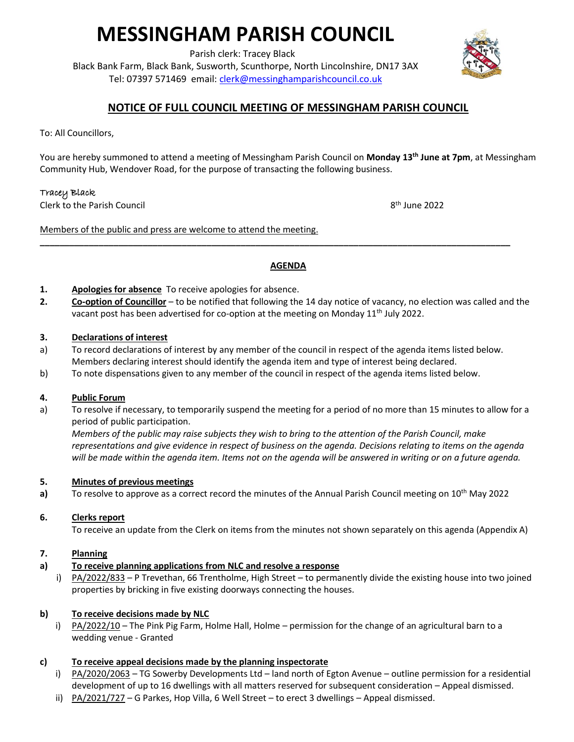# MESSINGHAM PARISH COUNCIL

Parish clerk: Tracey Black
Black Bank Farm, Black Bank, Susworth, Scunthorpe, North Lincolnshire, DN17 3AX
Tel: 07397 571469 email: clerk@messinghamparishcouncil.co.uk

## NOTICE OF FULL COUNCIL MEETING OF MESSINGHAM PARISH COUNCIL

To: All Councillors,

You are hereby summoned to attend a meeting of Messingham Parish Council on **Monday 13th June at 7pm**, at Messingham Community Hub, Wendover Road, for the purpose of transacting the following business.

Tracey Black
Clerk to the Parish Council

8th June 2022

Members of the public and press are welcome to attend the meeting.

---

### AGENDA

**1. Apologies for absence** To receive apologies for absence.

**2. Co-option of Councillor** – to be notified that following the 14 day notice of vacancy, no election was called and the vacant post has been advertised for co-option at the meeting on Monday 11th July 2022.

**3. Declarations of interest**

a) To record declarations of interest by any member of the council in respect of the agenda items listed below. Members declaring interest should identify the agenda item and type of interest being declared.

b) To note dispensations given to any member of the council in respect of the agenda items listed below.

**4. Public Forum**

a) To resolve if necessary, to temporarily suspend the meeting for a period of no more than 15 minutes to allow for a period of public participation.
*Members of the public may raise subjects they wish to bring to the attention of the Parish Council, make representations and give evidence in respect of business on the agenda. Decisions relating to items on the agenda will be made within the agenda item. Items not on the agenda will be answered in writing or on a future agenda.*

**5. Minutes of previous meetings**

**a)** To resolve to approve as a correct record the minutes of the Annual Parish Council meeting on 10th May 2022

**6. Clerks report**

To receive an update from the Clerk on items from the minutes not shown separately on this agenda (Appendix A)

**7. Planning**

**a) To receive planning applications from NLC and resolve a response**

i) PA/2022/833 – P Trevethan, 66 Trentholme, High Street – to permanently divide the existing house into two joined properties by bricking in five existing doorways connecting the houses.

**b) To receive decisions made by NLC**

i) PA/2022/10 – The Pink Pig Farm, Holme Hall, Holme – permission for the change of an agricultural barn to a wedding venue - Granted

**c) To receive appeal decisions made by the planning inspectorate**

i) PA/2020/2063 – TG Sowerby Developments Ltd – land north of Egton Avenue – outline permission for a residential development of up to 16 dwellings with all matters reserved for subsequent consideration – Appeal dismissed.

ii) PA/2021/727 – G Parkes, Hop Villa, 6 Well Street – to erect 3 dwellings – Appeal dismissed.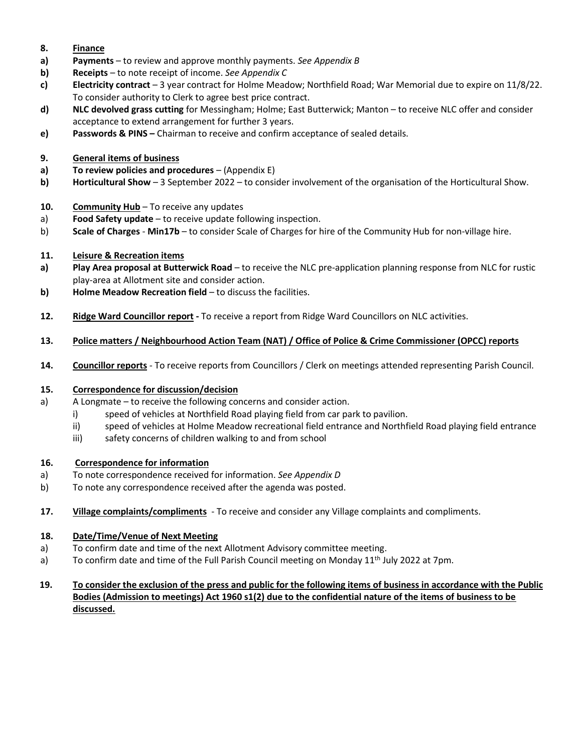**8. Finance**

**a) Payments** – to review and approve monthly payments. *See Appendix B*

**b) Receipts** – to note receipt of income. *See Appendix C*

**c) Electricity contract** – 3 year contract for Holme Meadow; Northfield Road; War Memorial due to expire on 11/8/22. To consider authority to Clerk to agree best price contract.

**d) NLC devolved grass cutting** for Messingham; Holme; East Butterwick; Manton – to receive NLC offer and consider acceptance to extend arrangement for further 3 years.

**e) Passwords & PINS –** Chairman to receive and confirm acceptance of sealed details.

**9. General items of business**

**a) To review policies and procedures** – (Appendix E)

**b) Horticultural Show** – 3 September 2022 – to consider involvement of the organisation of the Horticultural Show.

**10. Community Hub** – To receive any updates

a) **Food Safety update** – to receive update following inspection.

b) **Scale of Charges** - **Min17b** – to consider Scale of Charges for hire of the Community Hub for non-village hire.

**11. Leisure & Recreation items**

**a) Play Area proposal at Butterwick Road** – to receive the NLC pre-application planning response from NLC for rustic play-area at Allotment site and consider action.

**b) Holme Meadow Recreation field** – to discuss the facilities.

**12. Ridge Ward Councillor report -** To receive a report from Ridge Ward Councillors on NLC activities.

**13. Police matters / Neighbourhood Action Team (NAT) / Office of Police & Crime Commissioner (OPCC) reports**

**14. Councillor reports** - To receive reports from Councillors / Clerk on meetings attended representing Parish Council.

**15. Correspondence for discussion/decision**

a) A Longmate – to receive the following concerns and consider action.

i) speed of vehicles at Northfield Road playing field from car park to pavilion.

ii) speed of vehicles at Holme Meadow recreational field entrance and Northfield Road playing field entrance

iii) safety concerns of children walking to and from school

**16. Correspondence for information**

a) To note correspondence received for information. *See Appendix D*

b) To note any correspondence received after the agenda was posted.

**17. Village complaints/compliments** - To receive and consider any Village complaints and compliments.

**18. Date/Time/Venue of Next Meeting**

a) To confirm date and time of the next Allotment Advisory committee meeting.

a) To confirm date and time of the Full Parish Council meeting on Monday 11th July 2022 at 7pm.

**19. To consider the exclusion of the press and public for the following items of business in accordance with the Public Bodies (Admission to meetings) Act 1960 s1(2) due to the confidential nature of the items of business to be discussed.**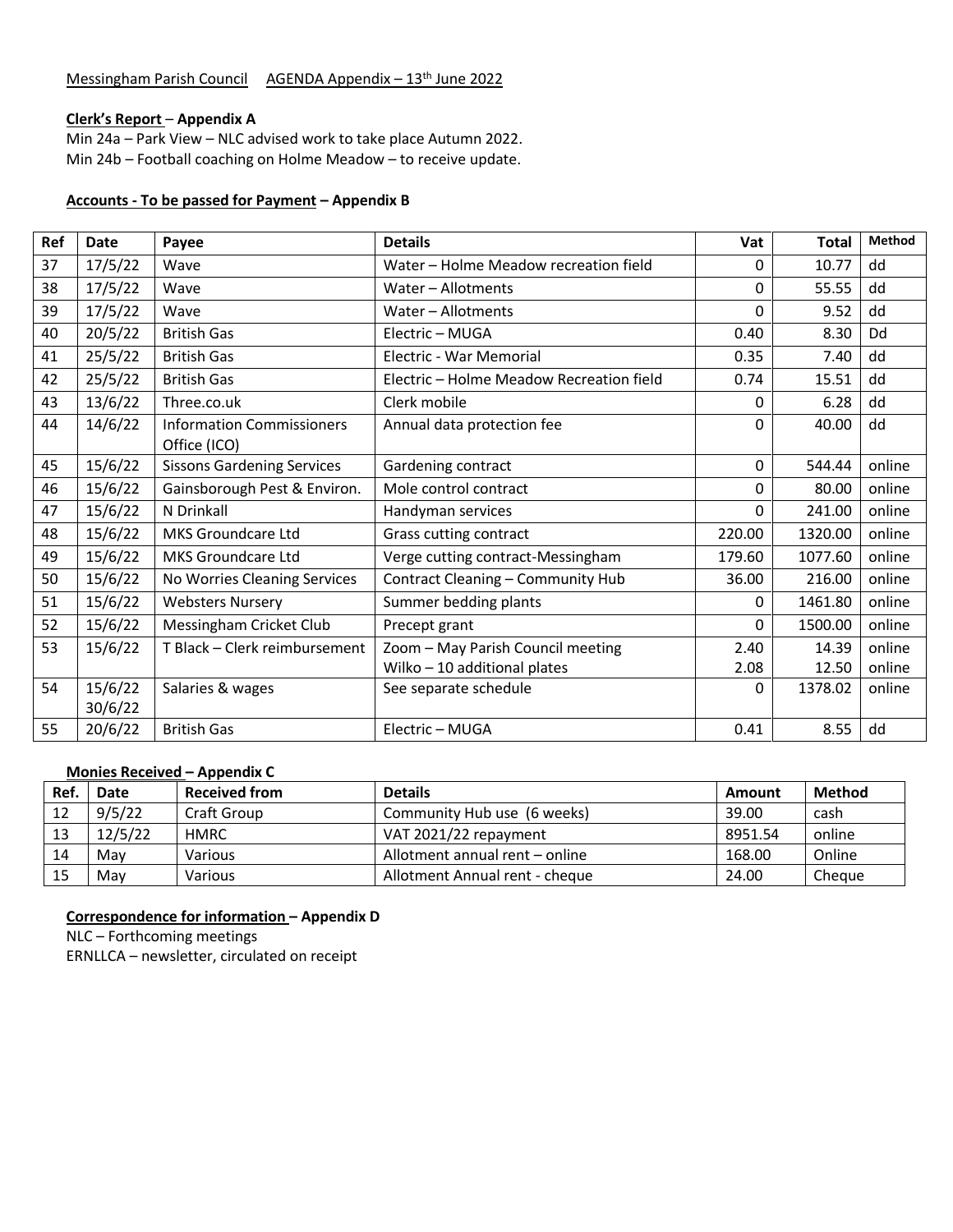Messingham Parish Council AGENDA Appendix – 13th June 2022

**Clerk's Report – Appendix A**

Min 24a – Park View – NLC advised work to take place Autumn 2022.
Min 24b – Football coaching on Holme Meadow – to receive update.

**Accounts - To be passed for Payment – Appendix B**

| Ref | Date | Payee | Details | Vat | Total | Method |
|---|---|---|---|---|---|---|
| 37 | 17/5/22 | Wave | Water – Holme Meadow recreation field | 0 | 10.77 | dd |
| 38 | 17/5/22 | Wave | Water – Allotments | 0 | 55.55 | dd |
| 39 | 17/5/22 | Wave | Water – Allotments | 0 | 9.52 | dd |
| 40 | 20/5/22 | British Gas | Electric – MUGA | 0.40 | 8.30 | Dd |
| 41 | 25/5/22 | British Gas | Electric - War Memorial | 0.35 | 7.40 | dd |
| 42 | 25/5/22 | British Gas | Electric – Holme Meadow Recreation field | 0.74 | 15.51 | dd |
| 43 | 13/6/22 | Three.co.uk | Clerk mobile | 0 | 6.28 | dd |
| 44 | 14/6/22 | Information Commissioners Office (ICO) | Annual data protection fee | 0 | 40.00 | dd |
| 45 | 15/6/22 | Sissons Gardening Services | Gardening contract | 0 | 544.44 | online |
| 46 | 15/6/22 | Gainsborough Pest & Environ. | Mole control contract | 0 | 80.00 | online |
| 47 | 15/6/22 | N Drinkall | Handyman services | 0 | 241.00 | online |
| 48 | 15/6/22 | MKS Groundcare Ltd | Grass cutting contract | 220.00 | 1320.00 | online |
| 49 | 15/6/22 | MKS Groundcare Ltd | Verge cutting contract-Messingham | 179.60 | 1077.60 | online |
| 50 | 15/6/22 | No Worries Cleaning Services | Contract Cleaning – Community Hub | 36.00 | 216.00 | online |
| 51 | 15/6/22 | Websters Nursery | Summer bedding plants | 0 | 1461.80 | online |
| 52 | 15/6/22 | Messingham Cricket Club | Precept grant | 0 | 1500.00 | online |
| 53 | 15/6/22 | T Black – Clerk reimbursement | Zoom – May Parish Council meeting<br>Wilko – 10 additional plates | 2.40<br>2.08 | 14.39<br>12.50 | online<br>online |
| 54 | 15/6/22<br>30/6/22 | Salaries & wages | See separate schedule | 0 | 1378.02 | online |
| 55 | 20/6/22 | British Gas | Electric – MUGA | 0.41 | 8.55 | dd |

**Monies Received – Appendix C**

| Ref. | Date | Received from | Details | Amount | Method |
|---|---|---|---|---|---|
| 12 | 9/5/22 | Craft Group | Community Hub use (6 weeks) | 39.00 | cash |
| 13 | 12/5/22 | HMRC | VAT 2021/22 repayment | 8951.54 | online |
| 14 | May | Various | Allotment annual rent – online | 168.00 | Online |
| 15 | May | Various | Allotment Annual rent - cheque | 24.00 | Cheque |

**Correspondence for information – Appendix D**

NLC – Forthcoming meetings
ERNLLCA – newsletter, circulated on receipt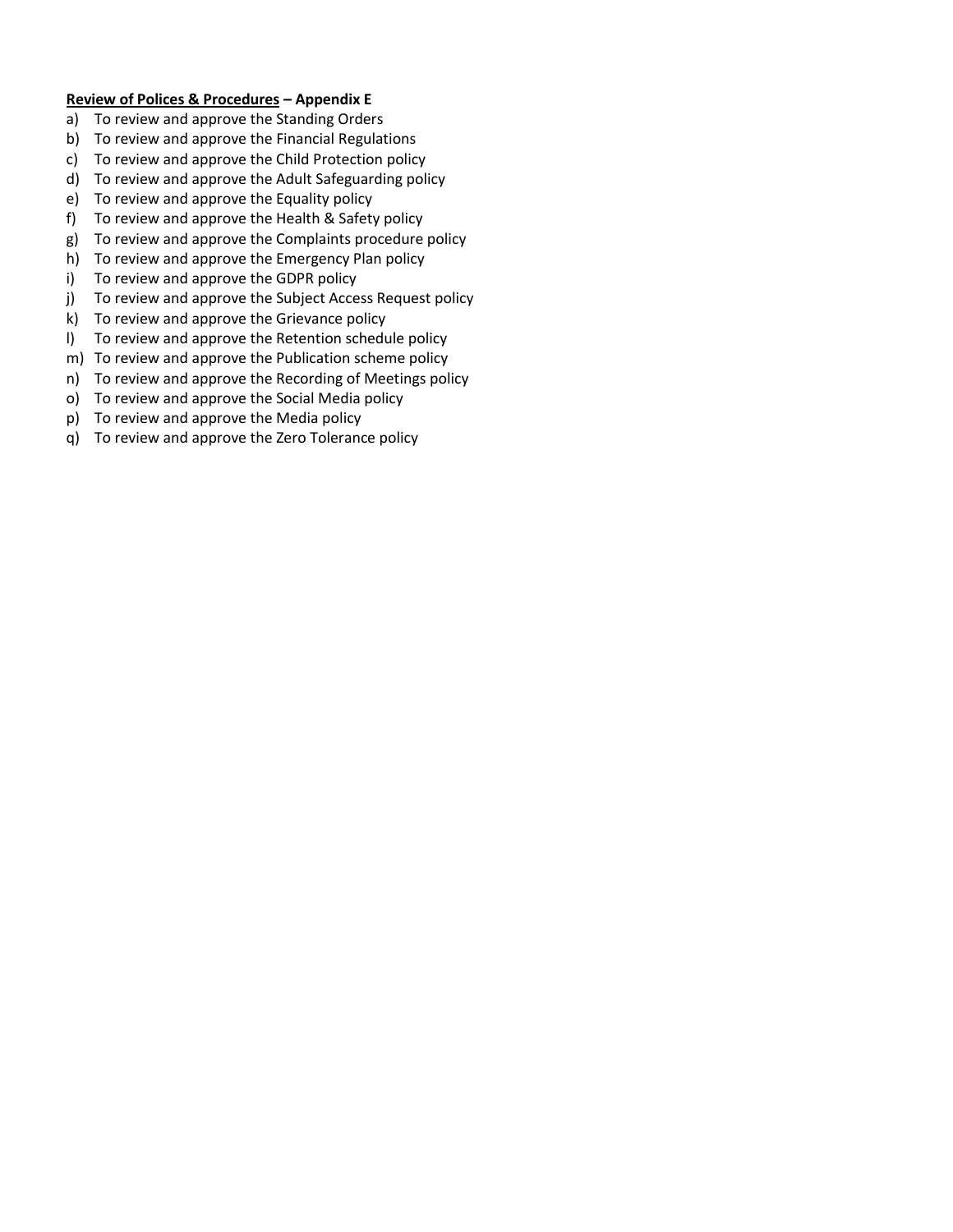**<u>Review of Polices & Procedures</u> – Appendix E**

a) To review and approve the Standing Orders
b) To review and approve the Financial Regulations
c) To review and approve the Child Protection policy
d) To review and approve the Adult Safeguarding policy
e) To review and approve the Equality policy
f) To review and approve the Health & Safety policy
g) To review and approve the Complaints procedure policy
h) To review and approve the Emergency Plan policy
i) To review and approve the GDPR policy
j) To review and approve the Subject Access Request policy
k) To review and approve the Grievance policy
l) To review and approve the Retention schedule policy
m) To review and approve the Publication scheme policy
n) To review and approve the Recording of Meetings policy
o) To review and approve the Social Media policy
p) To review and approve the Media policy
q) To review and approve the Zero Tolerance policy